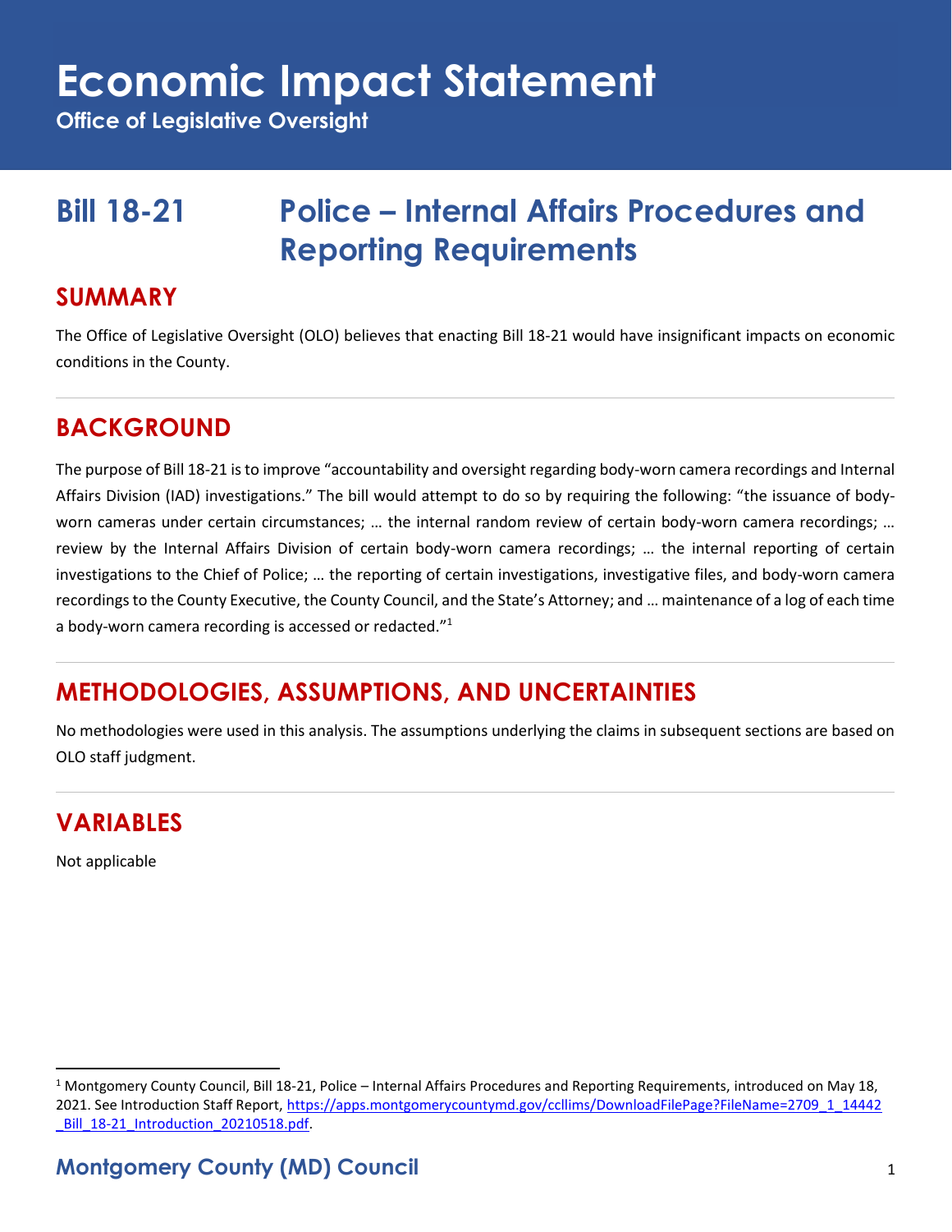# Economic Impact Statement

**Office of Legislative Oversight**

## Bill 18-21 Police – Internal Affairs Procedures and Reporting Requirements

## SUMMARY

The Office of Legislative Oversight (OLO) believes that enacting Bill 18-21 would have insignificant impacts on economic conditions in the County.

## BACKGROUND

The purpose of Bill 18-21 is to improve "accountability and oversight regarding body-worn camera recordings and Internal Affairs Division (IAD) investigations." The bill would attempt to do so by requiring the following: "the issuance of body-worn cameras under certain circumstances; … the internal random review of certain body-worn camera recordings; … review by the Internal Affairs Division of certain body-worn camera recordings; … the internal reporting of certain investigations to the Chief of Police; … the reporting of certain investigations, investigative files, and body-worn camera recordings to the County Executive, the County Council, and the State's Attorney; and … maintenance of a log of each time a body-worn camera recording is accessed or redacted."[1]

## METHODOLOGIES, ASSUMPTIONS, AND UNCERTAINTIES

No methodologies were used in this analysis. The assumptions underlying the claims in subsequent sections are based on OLO staff judgment.

## VARIABLES

Not applicable

---

[1] Montgomery County Council, Bill 18-21, Police – Internal Affairs Procedures and Reporting Requirements, introduced on May 18, 2021. See Introduction Staff Report, https://apps.montgomerycountymd.gov/ccllims/DownloadFilePage?FileName=2709_1_14442_Bill_18-21_Introduction_20210518.pdf.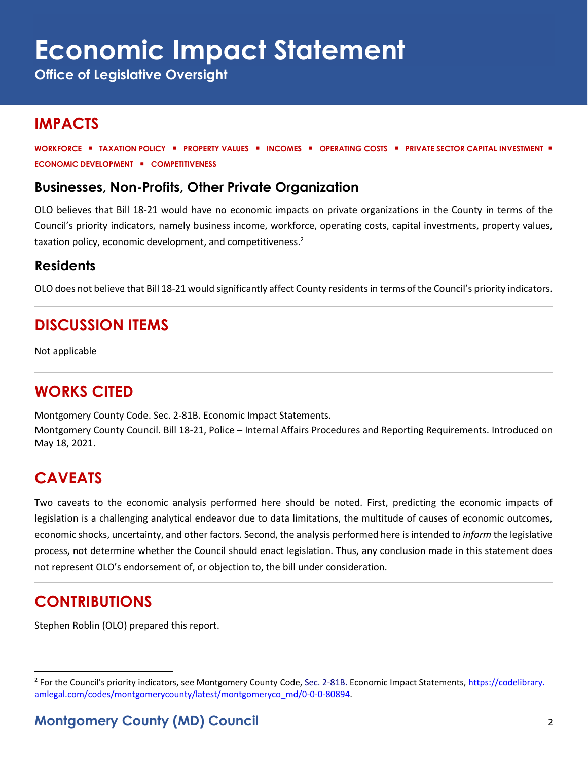# Economic Impact Statement

**Office of Legislative Oversight**

## IMPACTS

**WORKFORCE ▪ TAXATION POLICY ▪ PROPERTY VALUES ▪ INCOMES ▪ OPERATING COSTS ▪ PRIVATE SECTOR CAPITAL INVESTMENT ▪ ECONOMIC DEVELOPMENT ▪ COMPETITIVENESS**

### Businesses, Non-Profits, Other Private Organization

OLO believes that Bill 18-21 would have no economic impacts on private organizations in the County in terms of the Council's priority indicators, namely business income, workforce, operating costs, capital investments, property values, taxation policy, economic development, and competitiveness.[2]

### Residents

OLO does not believe that Bill 18-21 would significantly affect County residents in terms of the Council's priority indicators.

## DISCUSSION ITEMS

Not applicable

## WORKS CITED

Montgomery County Code. Sec. 2-81B. Economic Impact Statements.
Montgomery County Council. Bill 18-21, Police – Internal Affairs Procedures and Reporting Requirements. Introduced on May 18, 2021.

## CAVEATS

Two caveats to the economic analysis performed here should be noted. First, predicting the economic impacts of legislation is a challenging analytical endeavor due to data limitations, the multitude of causes of economic outcomes, economic shocks, uncertainty, and other factors. Second, the analysis performed here is intended to *inform* the legislative process, not determine whether the Council should enact legislation. Thus, any conclusion made in this statement does not represent OLO's endorsement of, or objection to, the bill under consideration.

## CONTRIBUTIONS

Stephen Roblin (OLO) prepared this report.

---

[2] For the Council's priority indicators, see Montgomery County Code, Sec. 2-81B. Economic Impact Statements, https://codelibrary.amlegal.com/codes/montgomerycounty/latest/montgomeryco_md/0-0-0-80894.